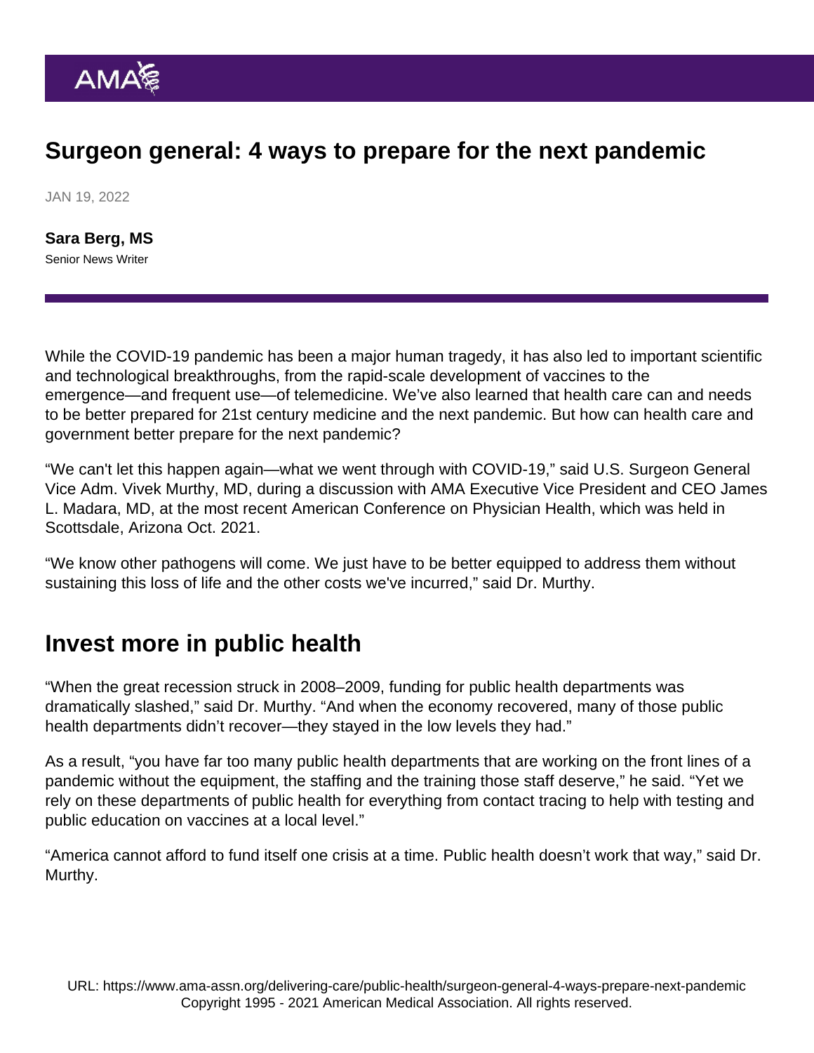# Surgeon general: 4 ways to prepare for the next pandemic

JAN 19, 2022

**Sara Berg, MS**
Senior News Writer

While the COVID-19 pandemic has been a major human tragedy, it has also led to important scientific and technological breakthroughs, from the rapid-scale development of vaccines to the emergence—and frequent use—of telemedicine. We've also learned that health care can and needs to be better prepared for 21st century medicine and the next pandemic. But how can health care and government better prepare for the next pandemic?

"We can't let this happen again—what we went through with COVID-19," said U.S. Surgeon General Vice Adm. Vivek Murthy, MD, during a discussion with AMA Executive Vice President and CEO James L. Madara, MD, at the most recent American Conference on Physician Health, which was held in Scottsdale, Arizona Oct. 2021.

"We know other pathogens will come. We just have to be better equipped to address them without sustaining this loss of life and the other costs we've incurred," said Dr. Murthy.

## Invest more in public health

"When the great recession struck in 2008–2009, funding for public health departments was dramatically slashed," said Dr. Murthy. "And when the economy recovered, many of those public health departments didn't recover—they stayed in the low levels they had."

As a result, "you have far too many public health departments that are working on the front lines of a pandemic without the equipment, the staffing and the training those staff deserve," he said. "Yet we rely on these departments of public health for everything from contact tracing to help with testing and public education on vaccines at a local level."

"America cannot afford to fund itself one crisis at a time. Public health doesn't work that way," said Dr. Murthy.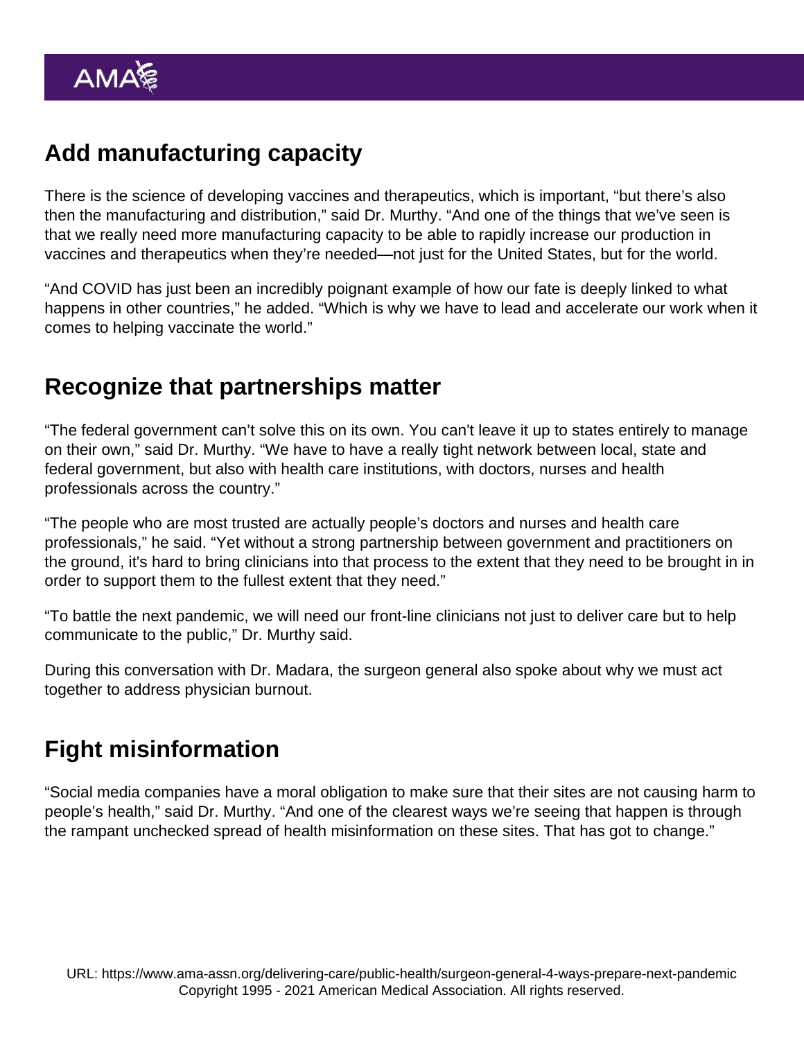## Add manufacturing capacity

There is the science of developing vaccines and therapeutics, which is important, "but there's also then the manufacturing and distribution," said Dr. Murthy. "And one of the things that we've seen is that we really need more manufacturing capacity to be able to rapidly increase our production in vaccines and therapeutics when they're needed—not just for the United States, but for the world.

"And COVID has just been an incredibly poignant example of how our fate is deeply linked to what happens in other countries," he added. "Which is why we have to lead and accelerate our work when it comes to helping vaccinate the world."

## Recognize that partnerships matter

"The federal government can't solve this on its own. You can't leave it up to states entirely to manage on their own," said Dr. Murthy. "We have to have a really tight network between local, state and federal government, but also with health care institutions, with doctors, nurses and health professionals across the country."

"The people who are most trusted are actually people's doctors and nurses and health care professionals," he said. "Yet without a strong partnership between government and practitioners on the ground, it's hard to bring clinicians into that process to the extent that they need to be brought in in order to support them to the fullest extent that they need."

"To battle the next pandemic, we will need our front-line clinicians not just to deliver care but to help communicate to the public," Dr. Murthy said.

During this conversation with Dr. Madara, the surgeon general also spoke about why we must act together to address physician burnout.

## Fight misinformation

"Social media companies have a moral obligation to make sure that their sites are not causing harm to people's health," said Dr. Murthy. "And one of the clearest ways we're seeing that happen is through the rampant unchecked spread of health misinformation on these sites. That has got to change."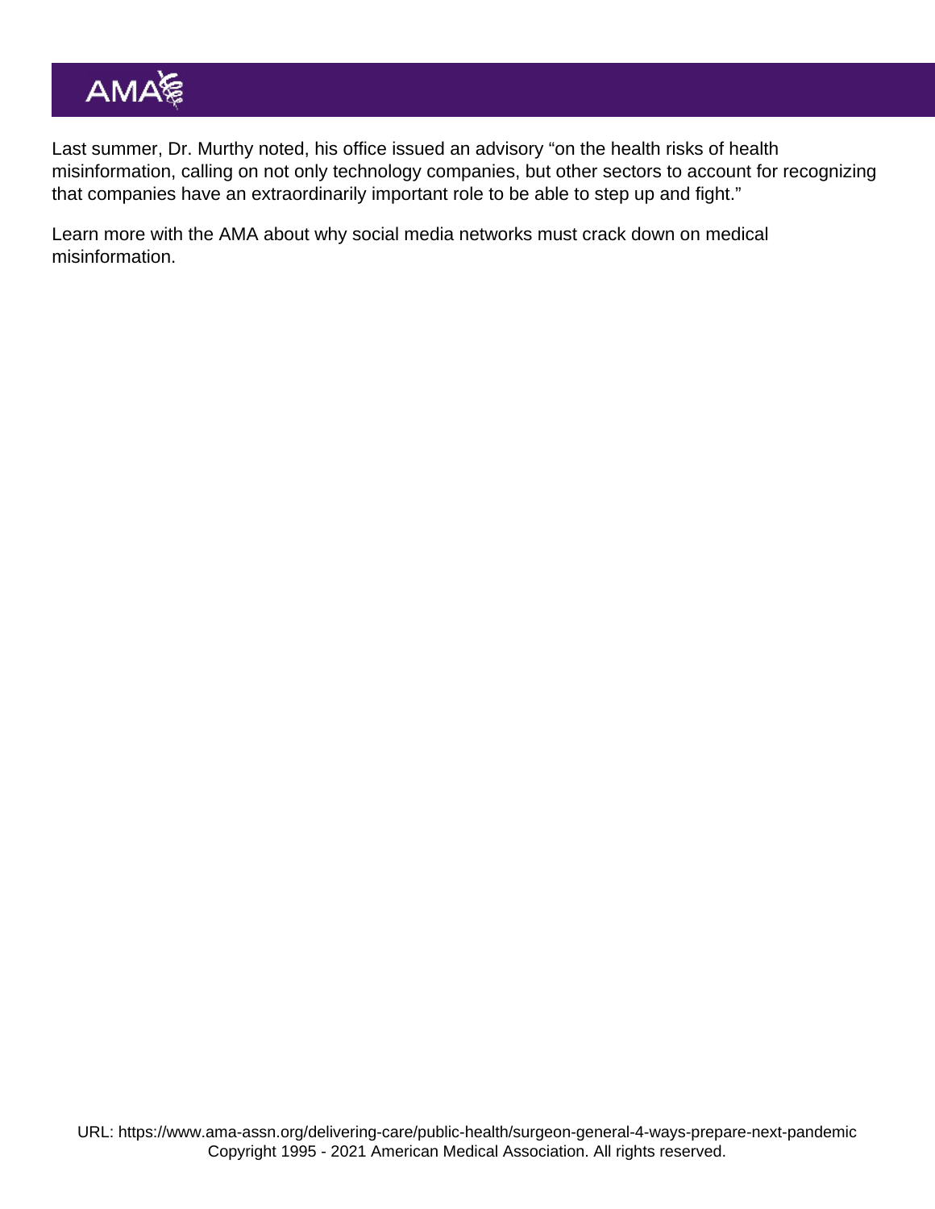Last summer, Dr. Murthy noted, his office issued an advisory "on the health risks of health misinformation, calling on not only technology companies, but other sectors to account for recognizing that companies have an extraordinarily important role to be able to step up and fight."

Learn more with the AMA about why social media networks must crack down on medical misinformation.